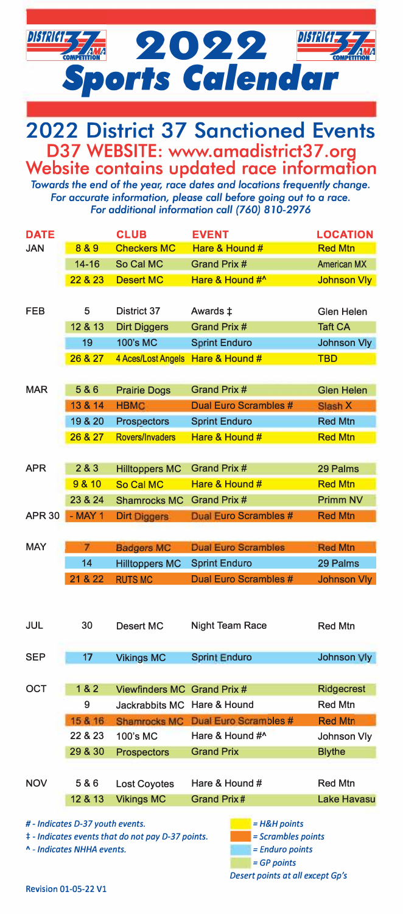# 2022 Sports Calendar

## 2022 District 37 Sanctioned Events

### D37 WEBSITE: www.amadistrict37.org

### Website contains updated race information

*Towards the end of the year, race dates and locations frequently change.*
*For accurate information, please call before going out to a race.*
*For additional information call (760) 810-2976*

| DATE | | CLUB | EVENT | LOCATION |
|---|---|---|---|---|
| JAN | 8 & 9 | Checkers MC | Hare & Hound # | Red Mtn |
| | 14-16 | So Cal MC | Grand Prix # | American MX |
| | 22 & 23 | Desert MC | Hare & Hound #^ | Johnson Vly |
| FEB | 5 | District 37 | Awards ‡ | Glen Helen |
| | 12 & 13 | Dirt Diggers | Grand Prix # | Taft CA |
| | 19 | 100's MC | Sprint Enduro | Johnson Vly |
| | 26 & 27 | 4 Aces/Lost Angels | Hare & Hound # | TBD |
| MAR | 5 & 6 | Prairie Dogs | Grand Prix # | Glen Helen |
| | 13 & 14 | HBMC | Dual Euro Scrambles # | Slash X |
| | 19 & 20 | Prospectors | Sprint Enduro | Red Mtn |
| | 26 & 27 | Rovers/Invaders | Hare & Hound # | Red Mtn |
| APR | 2 & 3 | Hilltoppers MC | Grand Prix # | 29 Palms |
| | 9 & 10 | So Cal MC | Hare & Hound # | Red Mtn |
| | 23 & 24 | Shamrocks MC | Grand Prix # | Primm NV |
| APR 30 | - MAY 1 | Dirt Diggers | Dual Euro Scrambles # | Red Mtn |
| MAY | 7 | Badgers MC | Dual Euro Scrambles | Red Mtn |
| | 14 | Hilltoppers MC | Sprint Enduro | 29 Palms |
| | 21 & 22 | RUTS MC | Dual Euro Scrambles # | Johnson Vly |
| JUL | 30 | Desert MC | Night Team Race | Red Mtn |
| SEP | 17 | Vikings MC | Sprint Enduro | Johnson Vly |
| OCT | 1 & 2 | Viewfinders MC | Grand Prix # | Ridgecrest |
| | 9 | Jackrabbits MC | Hare & Hound | Red Mtn |
| | 15 & 16 | Shamrocks MC | Dual Euro Scrambles # | Red Mtn |
| | 22 & 23 | 100's MC | Hare & Hound #^ | Johnson Vly |
| | 29 & 30 | Prospectors | Grand Prix | Blythe |
| NOV | 5 & 6 | Lost Coyotes | Hare & Hound # | Red Mtn |
| | 12 & 13 | Vikings MC | Grand Prix # | Lake Havasu |

*# - Indicates D-37 youth events.*
*‡ - Indicates events that do not pay D-37 points.*
*^ - Indicates NHHA events.*

*= H&H points*
*= Scrambles points*
*= Enduro points*
*= GP points*
*Desert points at all except Gp's*

Revision 01-05-22 V1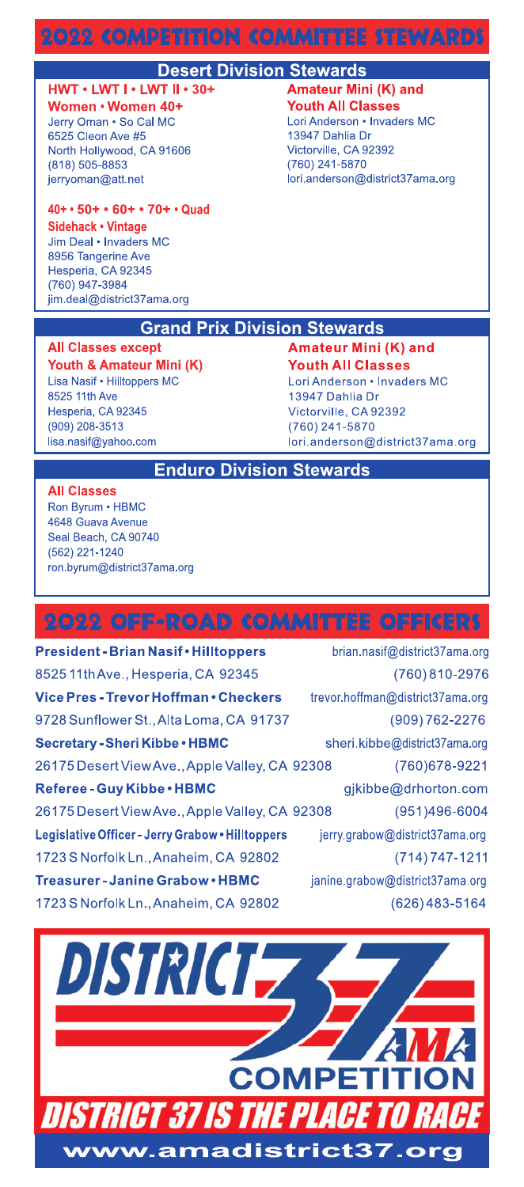# 2022 COMPETITION COMMITTEE STEWARDS

## Desert Division Stewards

**HWT • LWT I • LWT II • 30+**
**Women • Women 40+**
Jerry Oman • So Cal MC
6525 Cleon Ave #5
North Hollywood, CA 91606
(818) 505-8853
jerryoman@att.net

**40+ • 50+ • 60+ • 70+ • Quad**
**Sidehack • Vintage**
Jim Deal • Invaders MC
8956 Tangerine Ave
Hesperia, CA 92345
(760) 947-3984
jim.deal@district37ama.org

**Amateur Mini (K) and**
**Youth All Classes**
Lori Anderson • Invaders MC
13947 Dahlia Dr
Victorville, CA 92392
(760) 241-5870
lori.anderson@district37ama.org

## Grand Prix Division Stewards

**All Classes except**
**Youth & Amateur Mini (K)**
Lisa Nasif • Hilltoppers MC
8525 11th Ave
Hesperia, CA 92345
(909) 208-3513
lisa.nasif@yahoo.com

**Amateur Mini (K) and**
**Youth All Classes**
Lori Anderson • Invaders MC
13947 Dahlia Dr
Victorville, CA 92392
(760) 241-5870
lori.anderson@district37ama.org

## Enduro Division Stewards

**All Classes**
Ron Byrum • HBMC
4648 Guava Avenue
Seal Beach, CA 90740
(562) 221-1240
ron.byrum@district37ama.org

# 2022 OFF-ROAD COMMITTEE OFFICERS

**President - Brian Nasif • Hilltoppers** brian.nasif@district37ama.org
8525 11th Ave., Hesperia, CA 92345 (760) 810-2976

**Vice Pres - Trevor Hoffman • Checkers** trevor.hoffman@district37ama.org
9728 Sunflower St., Alta Loma, CA 91737 (909) 762-2276

**Secretary - Sheri Kibbe • HBMC** sheri.kibbe@district37ama.org
26175 Desert View Ave., Apple Valley, CA 92308 (760)678-9221

**Referee - Guy Kibbe • HBMC** gjkibbe@drhorton.com
26175 Desert View Ave., Apple Valley, CA 92308 (951)496-6004

**Legislative Officer - Jerry Grabow • Hilltoppers** jerry.grabow@district37ama.org
1723 S Norfolk Ln., Anaheim, CA 92802 (714) 747-1211

**Treasurer - Janine Grabow • HBMC** janine.grabow@district37ama.org
1723 S Norfolk Ln., Anaheim, CA 92802 (626) 483-5164

DISTRICT 37 AMA COMPETITION

*DISTRICT 37 IS THE PLACE TO RACE*

www.amadistrict37.org